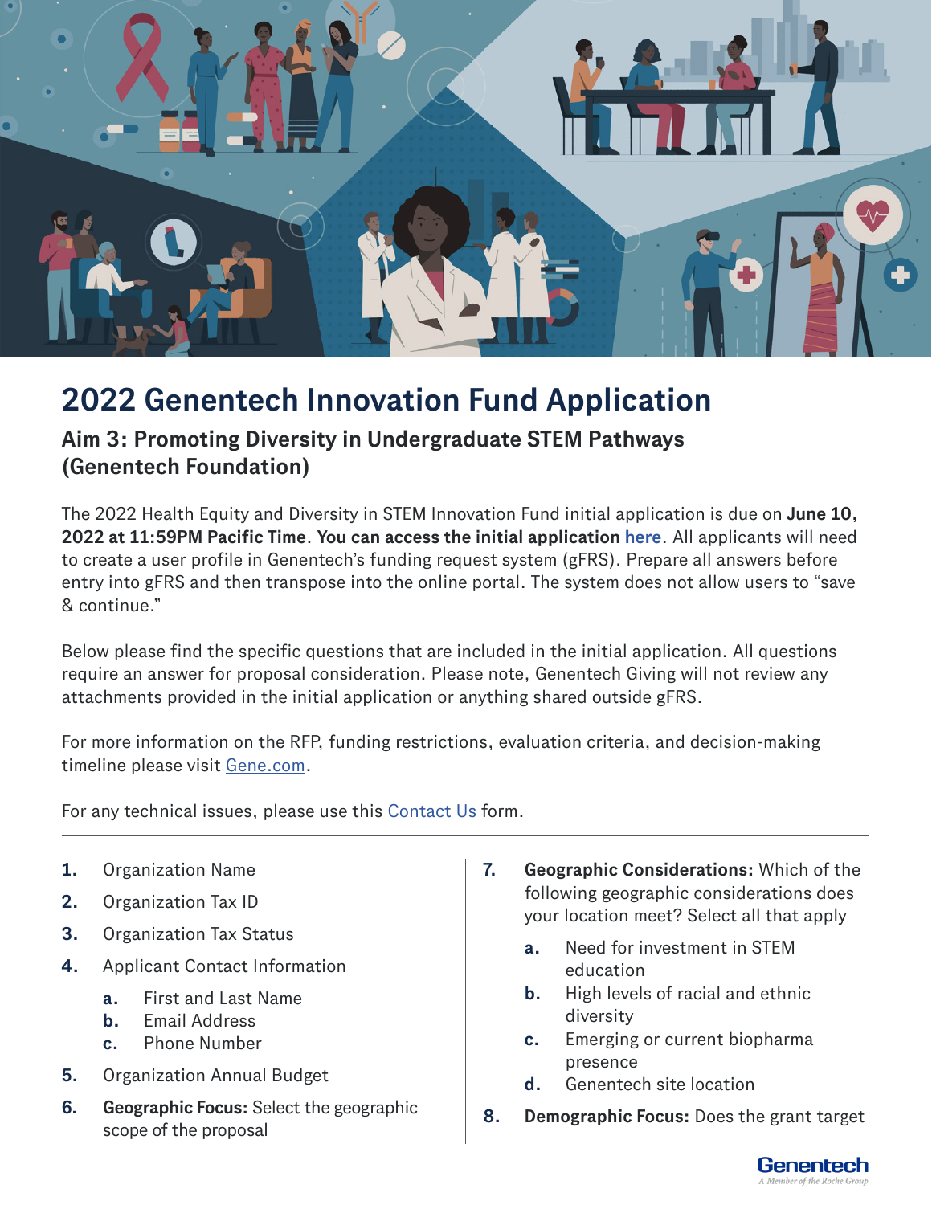# 2022 Genentech Innovation Fund Application

## Aim 3: Promoting Diversity in Undergraduate STEM Pathways (Genentech Foundation)

The 2022 Health Equity and Diversity in STEM Innovation Fund initial application is due on **June 10, 2022 at 11:59PM Pacific Time**. **You can access the initial application here**. All applicants will need to create a user profile in Genentech's funding request system (gFRS). Prepare all answers before entry into gFRS and then transpose into the online portal. The system does not allow users to "save & continue."

Below please find the specific questions that are included in the initial application. All questions require an answer for proposal consideration. Please note, Genentech Giving will not review any attachments provided in the initial application or anything shared outside gFRS.

For more information on the RFP, funding restrictions, evaluation criteria, and decision-making timeline please visit Gene.com.

For any technical issues, please use this Contact Us form.

---

1. Organization Name
2. Organization Tax ID
3. Organization Tax Status
4. Applicant Contact Information
   a. First and Last Name
   b. Email Address
   c. Phone Number
5. Organization Annual Budget
6. **Geographic Focus:** Select the geographic scope of the proposal
7. **Geographic Considerations:** Which of the following geographic considerations does your location meet? Select all that apply
   a. Need for investment in STEM education
   b. High levels of racial and ethnic diversity
   c. Emerging or current biopharma presence
   d. Genentech site location
8. **Demographic Focus:** Does the grant target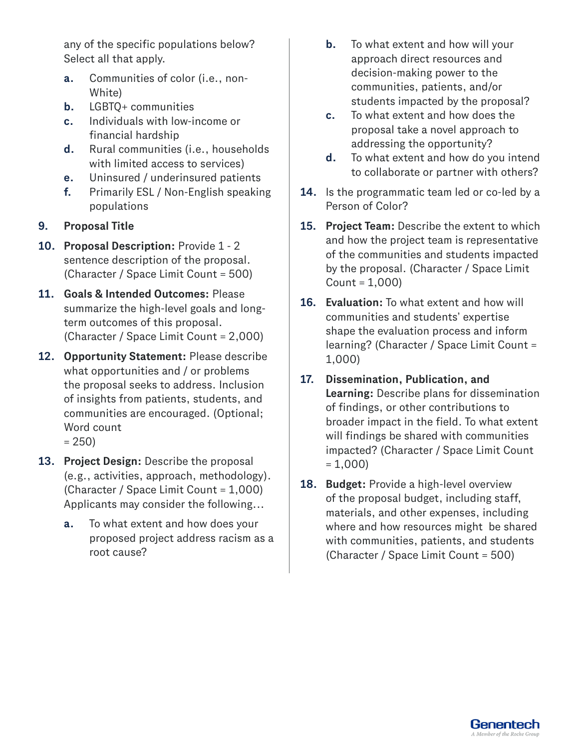any of the specific populations below? Select all that apply.

- **a.** Communities of color (i.e., non-White)
- **b.** LGBTQ+ communities
- **c.** Individuals with low-income or financial hardship
- **d.** Rural communities (i.e., households with limited access to services)
- **e.** Uninsured / underinsured patients
- **f.** Primarily ESL / Non-English speaking populations

**9. Proposal Title**

**10. Proposal Description:** Provide 1 - 2 sentence description of the proposal. (Character / Space Limit Count = 500)

**11. Goals & Intended Outcomes:** Please summarize the high-level goals and long-term outcomes of this proposal. (Character / Space Limit Count = 2,000)

**12. Opportunity Statement:** Please describe what opportunities and / or problems the proposal seeks to address. Inclusion of insights from patients, students, and communities are encouraged. (Optional; Word count = 250)

**13. Project Design:** Describe the proposal (e.g., activities, approach, methodology). (Character / Space Limit Count = 1,000) Applicants may consider the following…

- **a.** To what extent and how does your proposed project address racism as a root cause?
- **b.** To what extent and how will your approach direct resources and decision-making power to the communities, patients, and/or students impacted by the proposal?
- **c.** To what extent and how does the proposal take a novel approach to addressing the opportunity?
- **d.** To what extent and how do you intend to collaborate or partner with others?

**14.** Is the programmatic team led or co-led by a Person of Color?

**15. Project Team:** Describe the extent to which and how the project team is representative of the communities and students impacted by the proposal. (Character / Space Limit Count = 1,000)

**16. Evaluation:** To what extent and how will communities and students' expertise shape the evaluation process and inform learning? (Character / Space Limit Count = 1,000)

**17. Dissemination, Publication, and Learning:** Describe plans for dissemination of findings, or other contributions to broader impact in the field. To what extent will findings be shared with communities impacted? (Character / Space Limit Count = 1,000)

**18. Budget:** Provide a high-level overview of the proposal budget, including staff, materials, and other expenses, including where and how resources might be shared with communities, patients, and students (Character / Space Limit Count = 500)